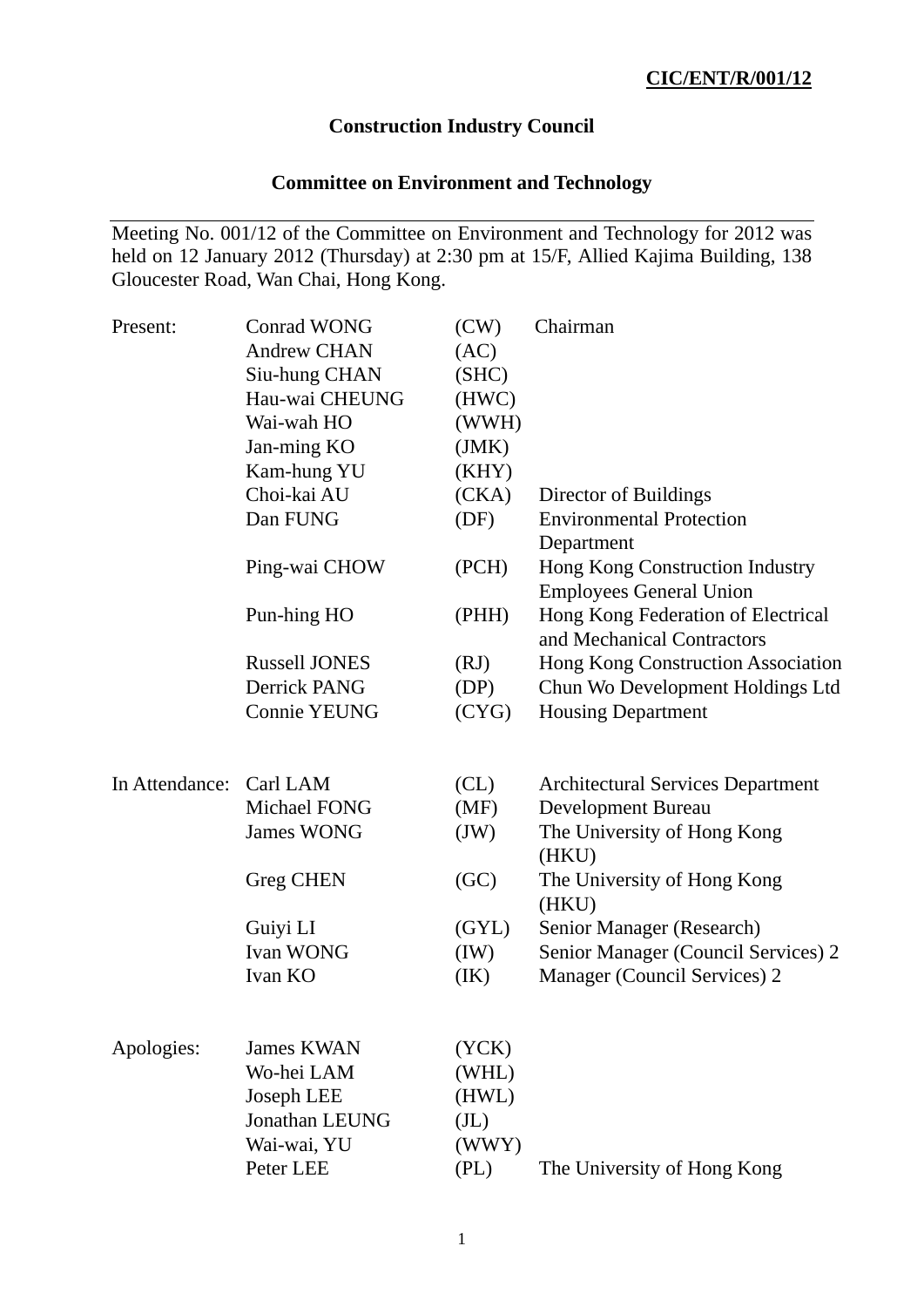**CIC/ENT/R/001/12**

# Construction Industry Council

## Committee on Environment and Technology

Meeting No. 001/12 of the Committee on Environment and Technology for 2012 was held on 12 January 2012 (Thursday) at 2:30 pm at 15/F, Allied Kajima Building, 138 Gloucester Road, Wan Chai, Hong Kong.

| | | | |
|---|---|---|---|
| Present: | Conrad WONG | (CW) | Chairman |
| | Andrew CHAN | (AC) | |
| | Siu-hung CHAN | (SHC) | |
| | Hau-wai CHEUNG | (HWC) | |
| | Wai-wah HO | (WWH) | |
| | Jan-ming KO | (JMK) | |
| | Kam-hung YU | (KHY) | |
| | Choi-kai AU | (CKA) | Director of Buildings |
| | Dan FUNG | (DF) | Environmental Protection Department |
| | Ping-wai CHOW | (PCH) | Hong Kong Construction Industry Employees General Union |
| | Pun-hing HO | (PHH) | Hong Kong Federation of Electrical and Mechanical Contractors |
| | Russell JONES | (RJ) | Hong Kong Construction Association |
| | Derrick PANG | (DP) | Chun Wo Development Holdings Ltd |
| | Connie YEUNG | (CYG) | Housing Department |
| In Attendance: | Carl LAM | (CL) | Architectural Services Department |
| | Michael FONG | (MF) | Development Bureau |
| | James WONG | (JW) | The University of Hong Kong (HKU) |
| | Greg CHEN | (GC) | The University of Hong Kong (HKU) |
| | Guiyi LI | (GYL) | Senior Manager (Research) |
| | Ivan WONG | (IW) | Senior Manager (Council Services) 2 |
| | Ivan KO | (IK) | Manager (Council Services) 2 |
| Apologies: | James KWAN | (YCK) | |
| | Wo-hei LAM | (WHL) | |
| | Joseph LEE | (HWL) | |
| | Jonathan LEUNG | (JL) | |
| | Wai-wai, YU | (WWY) | |
| | Peter LEE | (PL) | The University of Hong Kong |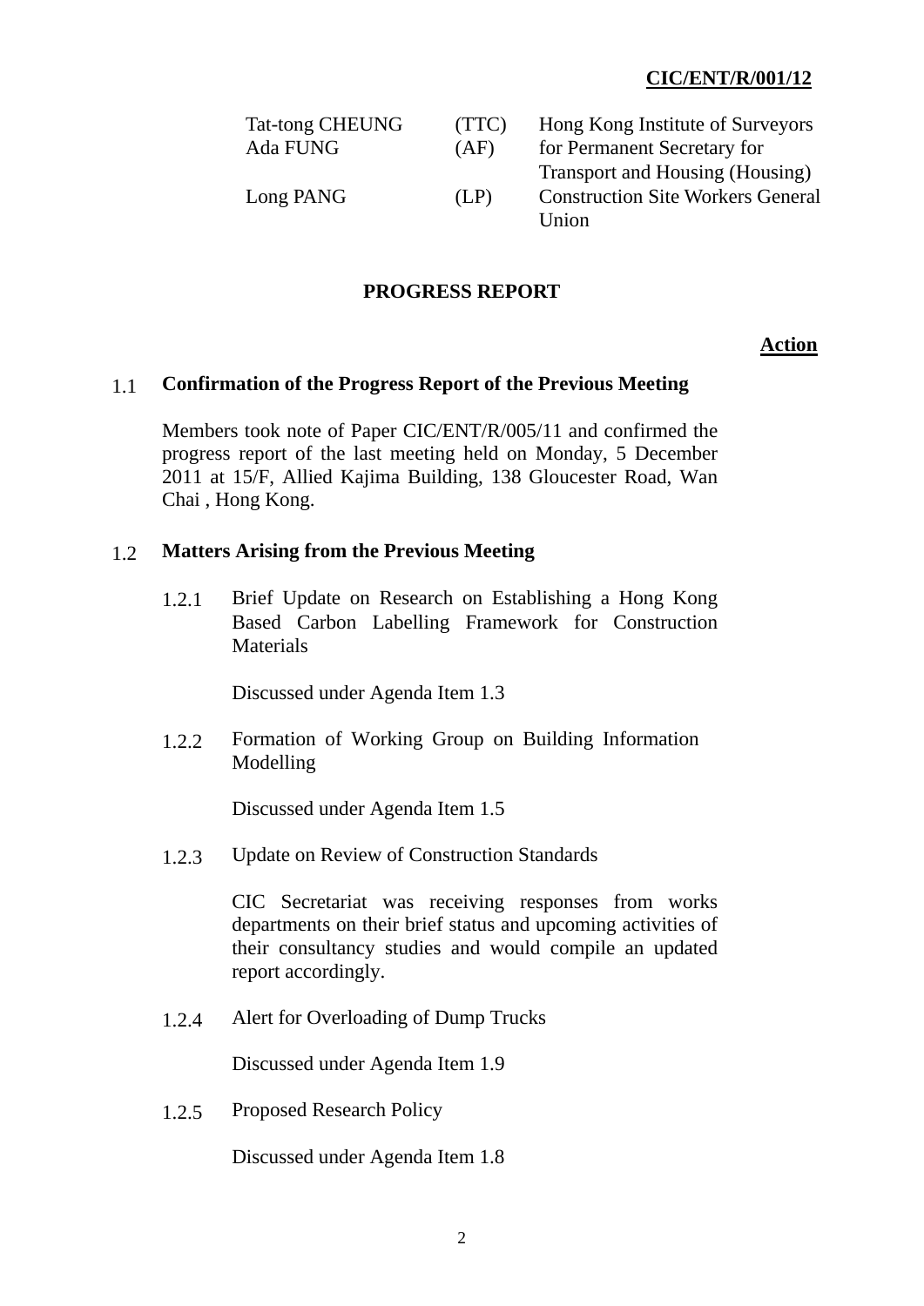**CIC/ENT/R/001/12**

| | | |
|---|---|---|
| Tat-tong CHEUNG | (TTC) | Hong Kong Institute of Surveyors |
| Ada FUNG | (AF) | for Permanent Secretary for Transport and Housing (Housing) |
| Long PANG | (LP) | Construction Site Workers General Union |

## PROGRESS REPORT

**Action**

### 1.1 Confirmation of the Progress Report of the Previous Meeting

Members took note of Paper CIC/ENT/R/005/11 and confirmed the progress report of the last meeting held on Monday, 5 December 2011 at 15/F, Allied Kajima Building, 138 Gloucester Road, Wan Chai , Hong Kong.

### 1.2 Matters Arising from the Previous Meeting

1.2.1 Brief Update on Research on Establishing a Hong Kong Based Carbon Labelling Framework for Construction Materials

Discussed under Agenda Item 1.3

1.2.2 Formation of Working Group on Building Information Modelling

Discussed under Agenda Item 1.5

1.2.3 Update on Review of Construction Standards

CIC Secretariat was receiving responses from works departments on their brief status and upcoming activities of their consultancy studies and would compile an updated report accordingly.

1.2.4 Alert for Overloading of Dump Trucks

Discussed under Agenda Item 1.9

1.2.5 Proposed Research Policy

Discussed under Agenda Item 1.8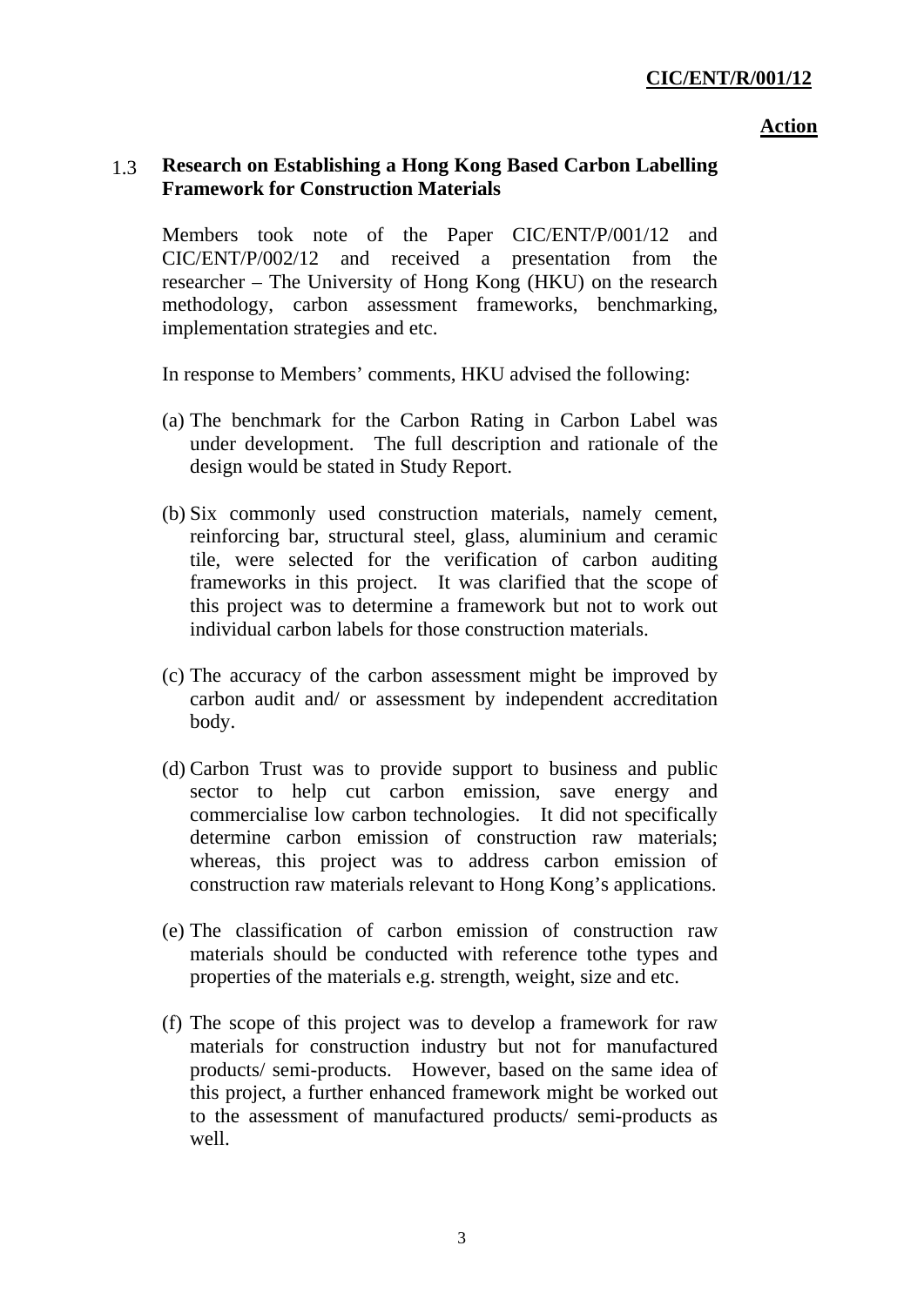**Action**

### 1.3 Research on Establishing a Hong Kong Based Carbon Labelling Framework for Construction Materials

Members took note of the Paper CIC/ENT/P/001/12 and CIC/ENT/P/002/12 and received a presentation from the researcher – The University of Hong Kong (HKU) on the research methodology, carbon assessment frameworks, benchmarking, implementation strategies and etc.

In response to Members' comments, HKU advised the following:

(a) The benchmark for the Carbon Rating in Carbon Label was under development. The full description and rationale of the design would be stated in Study Report.

(b) Six commonly used construction materials, namely cement, reinforcing bar, structural steel, glass, aluminium and ceramic tile, were selected for the verification of carbon auditing frameworks in this project. It was clarified that the scope of this project was to determine a framework but not to work out individual carbon labels for those construction materials.

(c) The accuracy of the carbon assessment might be improved by carbon audit and/ or assessment by independent accreditation body.

(d) Carbon Trust was to provide support to business and public sector to help cut carbon emission, save energy and commercialise low carbon technologies. It did not specifically determine carbon emission of construction raw materials; whereas, this project was to address carbon emission of construction raw materials relevant to Hong Kong's applications.

(e) The classification of carbon emission of construction raw materials should be conducted with reference tothe types and properties of the materials e.g. strength, weight, size and etc.

(f) The scope of this project was to develop a framework for raw materials for construction industry but not for manufactured products/ semi-products. However, based on the same idea of this project, a further enhanced framework might be worked out to the assessment of manufactured products/ semi-products as well.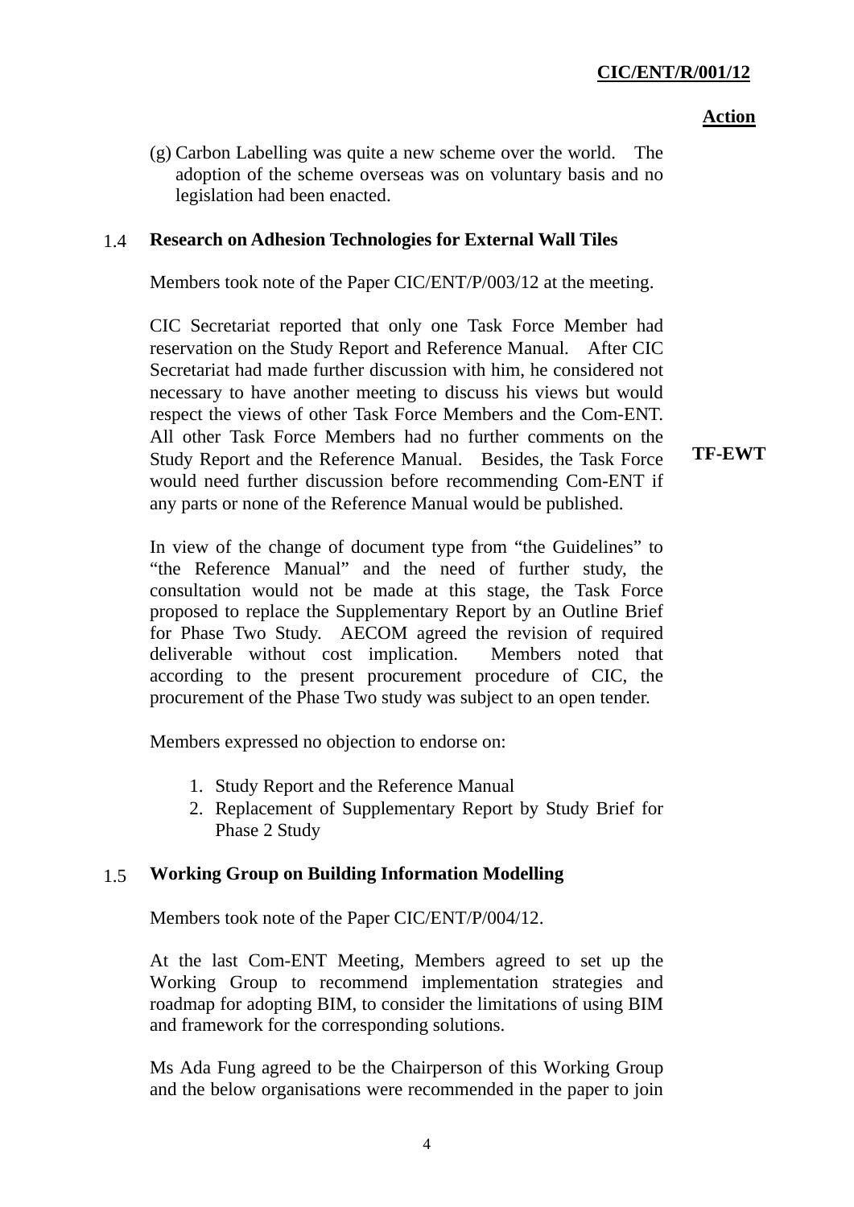**Action**

(g) Carbon Labelling was quite a new scheme over the world. The adoption of the scheme overseas was on voluntary basis and no legislation had been enacted.

## 1.4 Research on Adhesion Technologies for External Wall Tiles

Members took note of the Paper CIC/ENT/P/003/12 at the meeting.

CIC Secretariat reported that only one Task Force Member had reservation on the Study Report and Reference Manual. After CIC Secretariat had made further discussion with him, he considered not necessary to have another meeting to discuss his views but would respect the views of other Task Force Members and the Com-ENT. All other Task Force Members had no further comments on the Study Report and the Reference Manual. Besides, the Task Force would need further discussion before recommending Com-ENT if any parts or none of the Reference Manual would be published. **TF-EWT**

In view of the change of document type from "the Guidelines" to "the Reference Manual" and the need of further study, the consultation would not be made at this stage, the Task Force proposed to replace the Supplementary Report by an Outline Brief for Phase Two Study. AECOM agreed the revision of required deliverable without cost implication. Members noted that according to the present procurement procedure of CIC, the procurement of the Phase Two study was subject to an open tender.

Members expressed no objection to endorse on:

1. Study Report and the Reference Manual
2. Replacement of Supplementary Report by Study Brief for Phase 2 Study

## 1.5 Working Group on Building Information Modelling

Members took note of the Paper CIC/ENT/P/004/12.

At the last Com-ENT Meeting, Members agreed to set up the Working Group to recommend implementation strategies and roadmap for adopting BIM, to consider the limitations of using BIM and framework for the corresponding solutions.

Ms Ada Fung agreed to be the Chairperson of this Working Group and the below organisations were recommended in the paper to join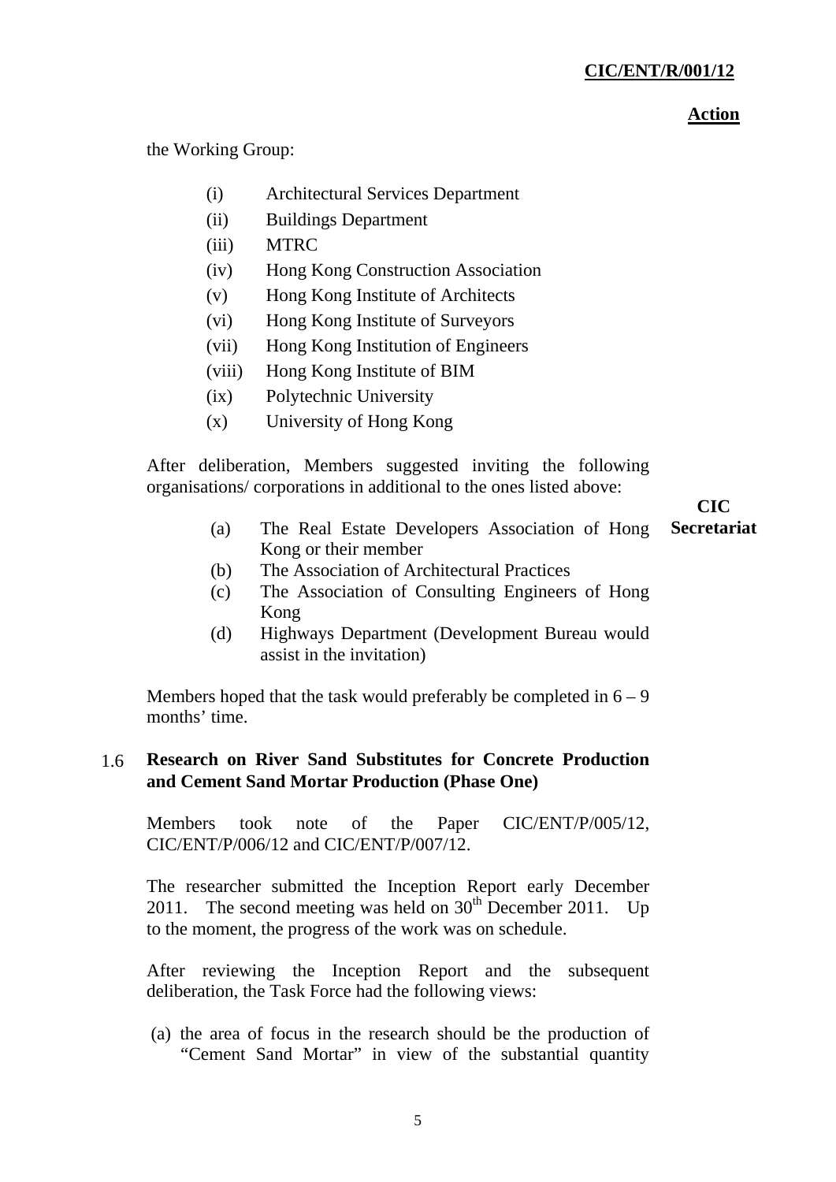**Action**

the Working Group:

- (i) Architectural Services Department
- (ii) Buildings Department
- (iii) MTRC
- (iv) Hong Kong Construction Association
- (v) Hong Kong Institute of Architects
- (vi) Hong Kong Institute of Surveyors
- (vii) Hong Kong Institution of Engineers
- (viii) Hong Kong Institute of BIM
- (ix) Polytechnic University
- (x) University of Hong Kong

After deliberation, Members suggested inviting the following organisations/ corporations in additional to the ones listed above:

**CIC Secretariat**

- (a) The Real Estate Developers Association of Hong Kong or their member
- (b) The Association of Architectural Practices
- (c) The Association of Consulting Engineers of Hong Kong
- (d) Highways Department (Development Bureau would assist in the invitation)

Members hoped that the task would preferably be completed in 6 – 9 months' time.

## 1.6 Research on River Sand Substitutes for Concrete Production and Cement Sand Mortar Production (Phase One)

Members took note of the Paper CIC/ENT/P/005/12, CIC/ENT/P/006/12 and CIC/ENT/P/007/12.

The researcher submitted the Inception Report early December 2011. The second meeting was held on 30th December 2011. Up to the moment, the progress of the work was on schedule.

After reviewing the Inception Report and the subsequent deliberation, the Task Force had the following views:

(a) the area of focus in the research should be the production of "Cement Sand Mortar" in view of the substantial quantity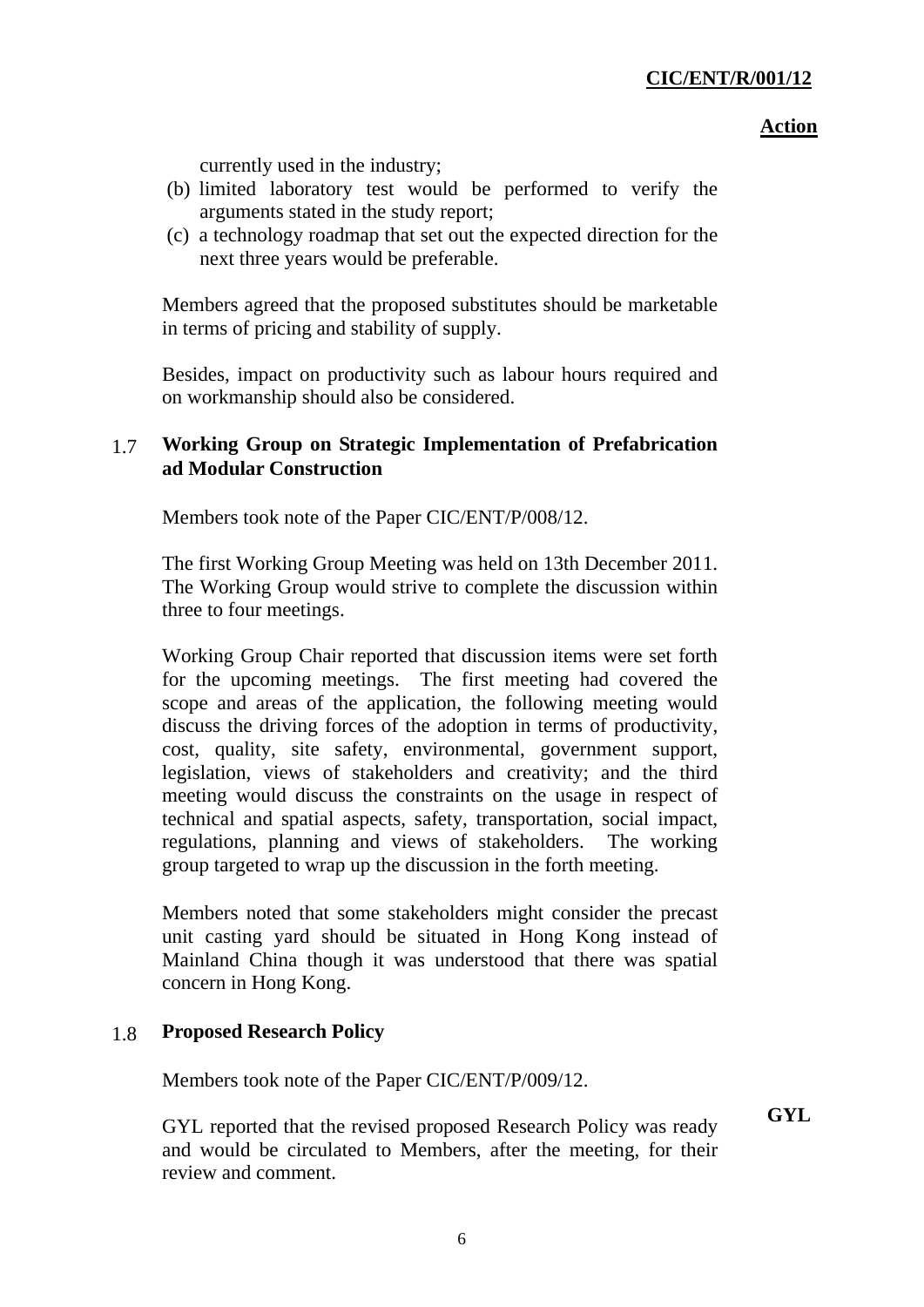currently used in the industry;

(b) limited laboratory test would be performed to verify the arguments stated in the study report;

(c) a technology roadmap that set out the expected direction for the next three years would be preferable.

Members agreed that the proposed substitutes should be marketable in terms of pricing and stability of supply.

Besides, impact on productivity such as labour hours required and on workmanship should also be considered.

**1.7 Working Group on Strategic Implementation of Prefabrication ad Modular Construction**

Members took note of the Paper CIC/ENT/P/008/12.

The first Working Group Meeting was held on 13th December 2011. The Working Group would strive to complete the discussion within three to four meetings.

Working Group Chair reported that discussion items were set forth for the upcoming meetings. The first meeting had covered the scope and areas of the application, the following meeting would discuss the driving forces of the adoption in terms of productivity, cost, quality, site safety, environmental, government support, legislation, views of stakeholders and creativity; and the third meeting would discuss the constraints on the usage in respect of technical and spatial aspects, safety, transportation, social impact, regulations, planning and views of stakeholders. The working group targeted to wrap up the discussion in the forth meeting.

Members noted that some stakeholders might consider the precast unit casting yard should be situated in Hong Kong instead of Mainland China though it was understood that there was spatial concern in Hong Kong.

**1.8 Proposed Research Policy**

Members took note of the Paper CIC/ENT/P/009/12.

GYL reported that the revised proposed Research Policy was ready and would be circulated to Members, after the meeting, for their review and comment. **GYL**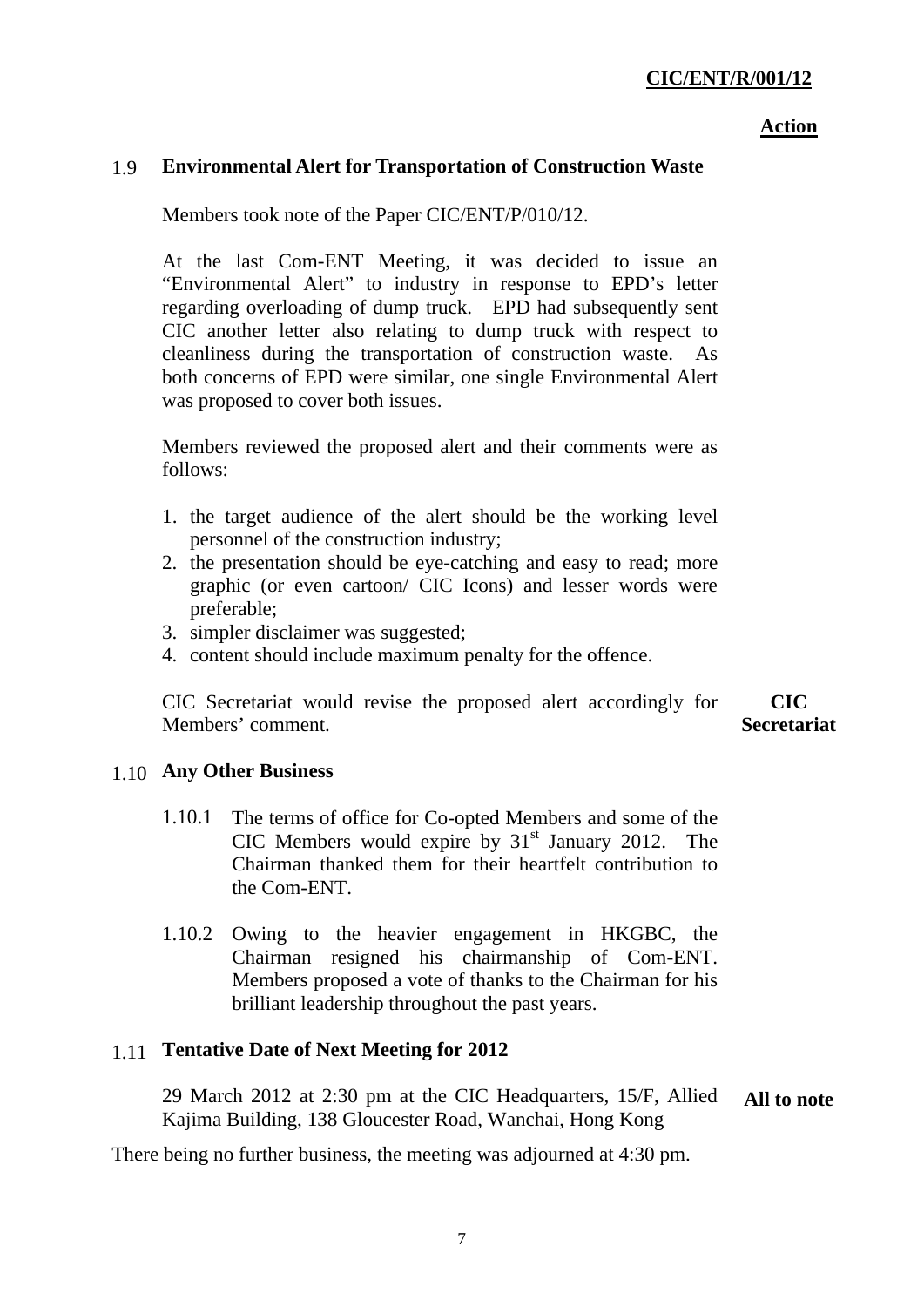CIC/ENT/R/001/12

**Action**

## 1.9 Environmental Alert for Transportation of Construction Waste

Members took note of the Paper CIC/ENT/P/010/12.

At the last Com-ENT Meeting, it was decided to issue an "Environmental Alert" to industry in response to EPD's letter regarding overloading of dump truck. EPD had subsequently sent CIC another letter also relating to dump truck with respect to cleanliness during the transportation of construction waste. As both concerns of EPD were similar, one single Environmental Alert was proposed to cover both issues.

Members reviewed the proposed alert and their comments were as follows:

1. the target audience of the alert should be the working level personnel of the construction industry;
2. the presentation should be eye-catching and easy to read; more graphic (or even cartoon/ CIC Icons) and lesser words were preferable;
3. simpler disclaimer was suggested;
4. content should include maximum penalty for the offence.

CIC Secretariat would revise the proposed alert accordingly for Members' comment. **CIC Secretariat**

## 1.10 Any Other Business

1.10.1 The terms of office for Co-opted Members and some of the CIC Members would expire by 31st January 2012. The Chairman thanked them for their heartfelt contribution to the Com-ENT.

1.10.2 Owing to the heavier engagement in HKGBC, the Chairman resigned his chairmanship of Com-ENT. Members proposed a vote of thanks to the Chairman for his brilliant leadership throughout the past years.

## 1.11 Tentative Date of Next Meeting for 2012

29 March 2012 at 2:30 pm at the CIC Headquarters, 15/F, Allied Kajima Building, 138 Gloucester Road, Wanchai, Hong Kong **All to note**

There being no further business, the meeting was adjourned at 4:30 pm.